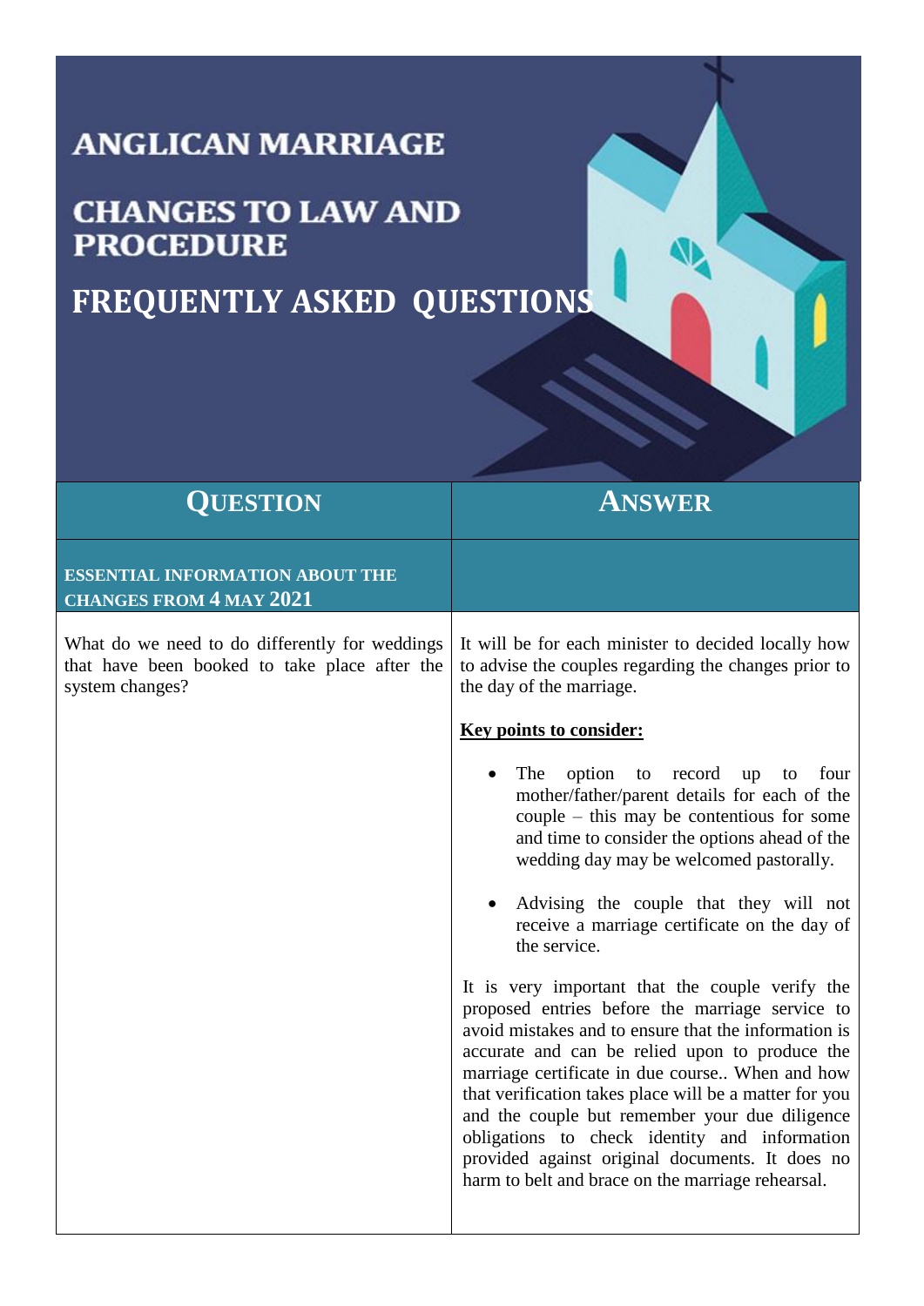# ANGLICAN MARRIAGE

## CHANGES TO LAW AND PROCEDURE

## FREQUENTLY ASKED QUESTIONS

| QUESTION | ANSWER |
|---|---|
| **ESSENTIAL INFORMATION ABOUT THE CHANGES FROM 4 MAY 2021** | |
| What do we need to do differently for weddings that have been booked to take place after the system changes? | It will be for each minister to decided locally how to advise the couples regarding the changes prior to the day of the marriage.<br><br>**Key points to consider:**<br><br>• The option to record up to four mother/father/parent details for each of the couple – this may be contentious for some and time to consider the options ahead of the wedding day may be welcomed pastorally.<br><br>• Advising the couple that they will not receive a marriage certificate on the day of the service.<br><br>It is very important that the couple verify the proposed entries before the marriage service to avoid mistakes and to ensure that the information is accurate and can be relied upon to produce the marriage certificate in due course.. When and how that verification takes place will be a matter for you and the couple but remember your due diligence obligations to check identity and information provided against original documents. It does no harm to belt and brace on the marriage rehearsal. |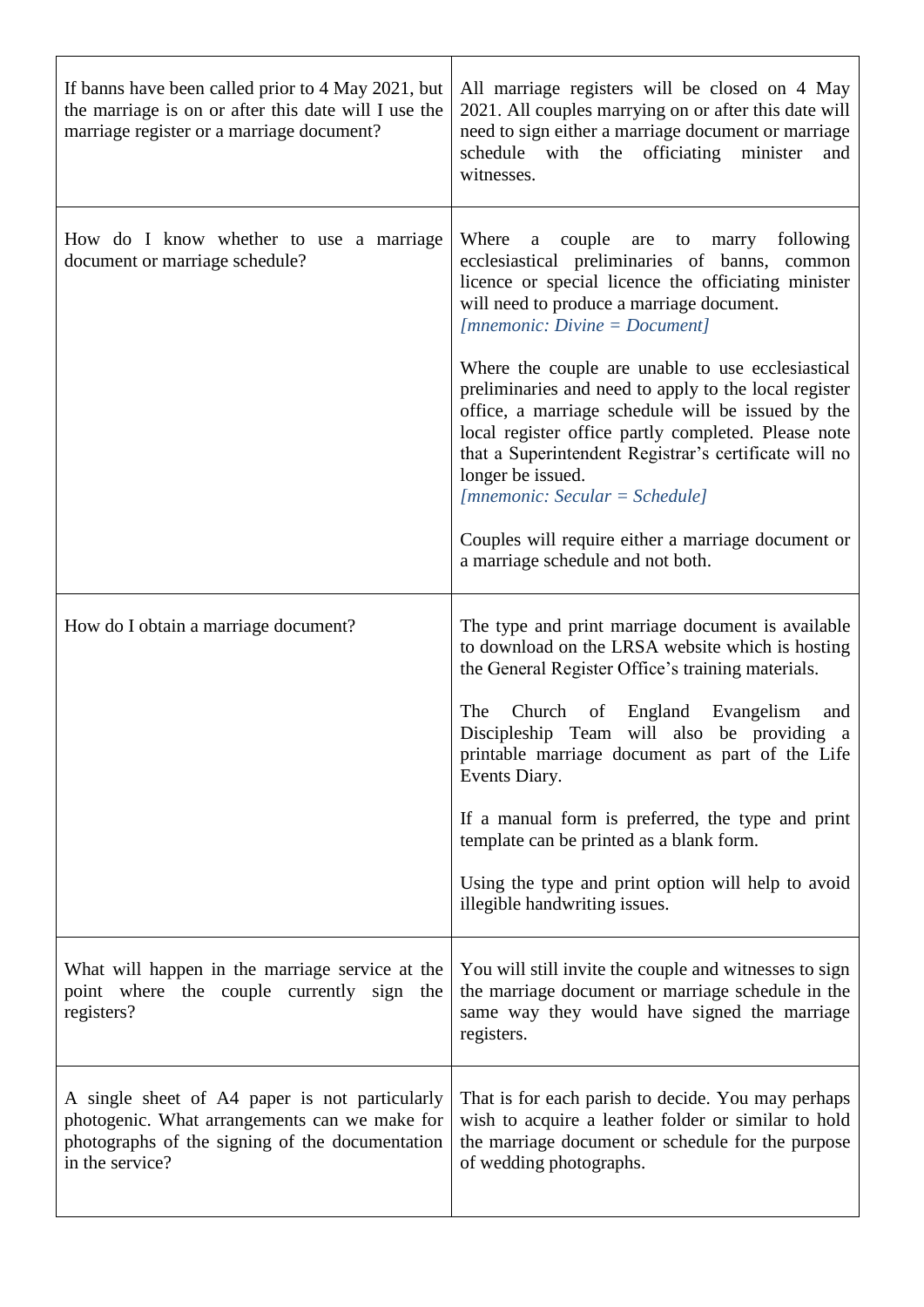| | |
|---|---|
| If banns have been called prior to 4 May 2021, but the marriage is on or after this date will I use the marriage register or a marriage document? | All marriage registers will be closed on 4 May 2021. All couples marrying on or after this date will need to sign either a marriage document or marriage schedule with the officiating minister and witnesses. |
| How do I know whether to use a marriage document or marriage schedule? | Where a couple are to marry following ecclesiastical preliminaries of banns, common licence or special licence the officiating minister will need to produce a marriage document. *[mnemonic: Divine = Document]*<br><br>Where the couple are unable to use ecclesiastical preliminaries and need to apply to the local register office, a marriage schedule will be issued by the local register office partly completed. Please note that a Superintendent Registrar's certificate will no longer be issued. *[mnemonic: Secular = Schedule]*<br><br>Couples will require either a marriage document or a marriage schedule and not both. |
| How do I obtain a marriage document? | The type and print marriage document is available to download on the LRSA website which is hosting the General Register Office's training materials.<br><br>The Church of England Evangelism and Discipleship Team will also be providing a printable marriage document as part of the Life Events Diary.<br><br>If a manual form is preferred, the type and print template can be printed as a blank form.<br><br>Using the type and print option will help to avoid illegible handwriting issues. |
| What will happen in the marriage service at the point where the couple currently sign the registers? | You will still invite the couple and witnesses to sign the marriage document or marriage schedule in the same way they would have signed the marriage registers. |
| A single sheet of A4 paper is not particularly photogenic. What arrangements can we make for photographs of the signing of the documentation in the service? | That is for each parish to decide. You may perhaps wish to acquire a leather folder or similar to hold the marriage document or schedule for the purpose of wedding photographs. |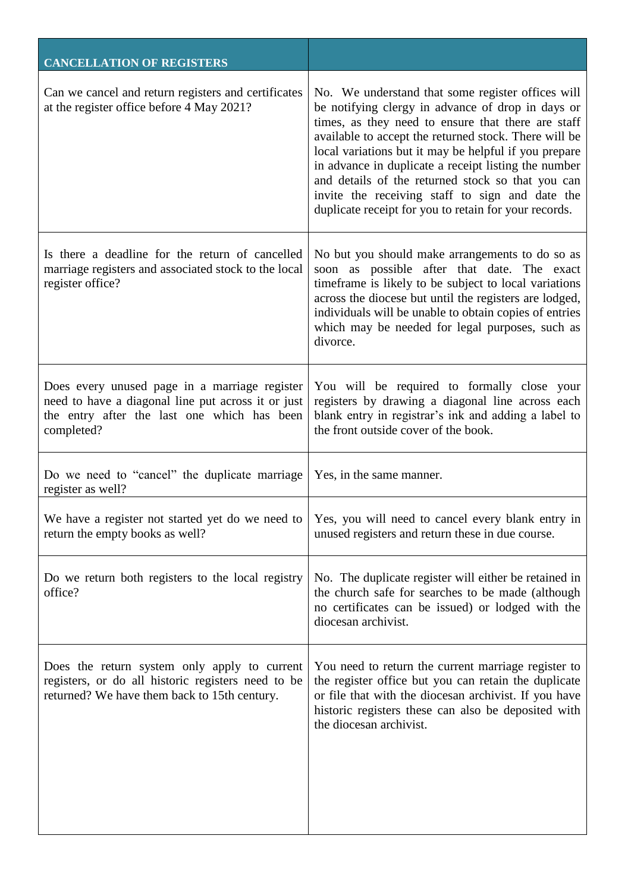| CANCELLATION OF REGISTERS | |
|---|---|
| Can we cancel and return registers and certificates at the register office before 4 May 2021? | No. We understand that some register offices will be notifying clergy in advance of drop in days or times, as they need to ensure that there are staff available to accept the returned stock. There will be local variations but it may be helpful if you prepare in advance in duplicate a receipt listing the number and details of the returned stock so that you can invite the receiving staff to sign and date the duplicate receipt for you to retain for your records. |
| Is there a deadline for the return of cancelled marriage registers and associated stock to the local register office? | No but you should make arrangements to do so as soon as possible after that date. The exact timeframe is likely to be subject to local variations across the diocese but until the registers are lodged, individuals will be unable to obtain copies of entries which may be needed for legal purposes, such as divorce. |
| Does every unused page in a marriage register need to have a diagonal line put across it or just the entry after the last one which has been completed? | You will be required to formally close your registers by drawing a diagonal line across each blank entry in registrar's ink and adding a label to the front outside cover of the book. |
| Do we need to "cancel" the duplicate marriage register as well? | Yes, in the same manner. |
| We have a register not started yet do we need to return the empty books as well? | Yes, you will need to cancel every blank entry in unused registers and return these in due course. |
| Do we return both registers to the local registry office? | No. The duplicate register will either be retained in the church safe for searches to be made (although no certificates can be issued) or lodged with the diocesan archivist. |
| Does the return system only apply to current registers, or do all historic registers need to be returned? We have them back to 15th century. | You need to return the current marriage register to the register office but you can retain the duplicate or file that with the diocesan archivist. If you have historic registers these can also be deposited with the diocesan archivist. |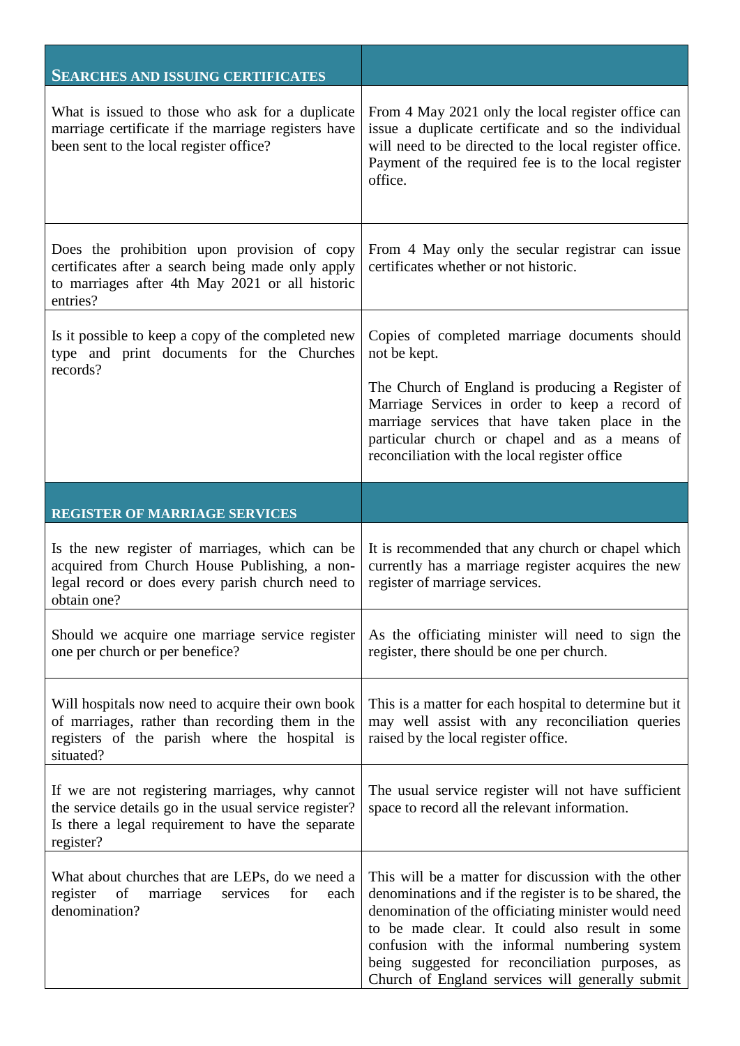| **SEARCHES AND ISSUING CERTIFICATES** | |
|---|---|
| What is issued to those who ask for a duplicate marriage certificate if the marriage registers have been sent to the local register office? | From 4 May 2021 only the local register office can issue a duplicate certificate and so the individual will need to be directed to the local register office. Payment of the required fee is to the local register office. |
| Does the prohibition upon provision of copy certificates after a search being made only apply to marriages after 4th May 2021 or all historic entries? | From 4 May only the secular registrar can issue certificates whether or not historic. |
| Is it possible to keep a copy of the completed new type and print documents for the Churches records? | Copies of completed marriage documents should not be kept.<br><br>The Church of England is producing a Register of Marriage Services in order to keep a record of marriage services that have taken place in the particular church or chapel and as a means of reconciliation with the local register office |
| **REGISTER OF MARRIAGE SERVICES** | |
| Is the new register of marriages, which can be acquired from Church House Publishing, a non-legal record or does every parish church need to obtain one? | It is recommended that any church or chapel which currently has a marriage register acquires the new register of marriage services. |
| Should we acquire one marriage service register one per church or per benefice? | As the officiating minister will need to sign the register, there should be one per church. |
| Will hospitals now need to acquire their own book of marriages, rather than recording them in the registers of the parish where the hospital is situated? | This is a matter for each hospital to determine but it may well assist with any reconciliation queries raised by the local register office. |
| If we are not registering marriages, why cannot the service details go in the usual service register? Is there a legal requirement to have the separate register? | The usual service register will not have sufficient space to record all the relevant information. |
| What about churches that are LEPs, do we need a register of marriage services for each denomination? | This will be a matter for discussion with the other denominations and if the register is to be shared, the denomination of the officiating minister would need to be made clear. It could also result in some confusion with the informal numbering system being suggested for reconciliation purposes, as Church of England services will generally submit |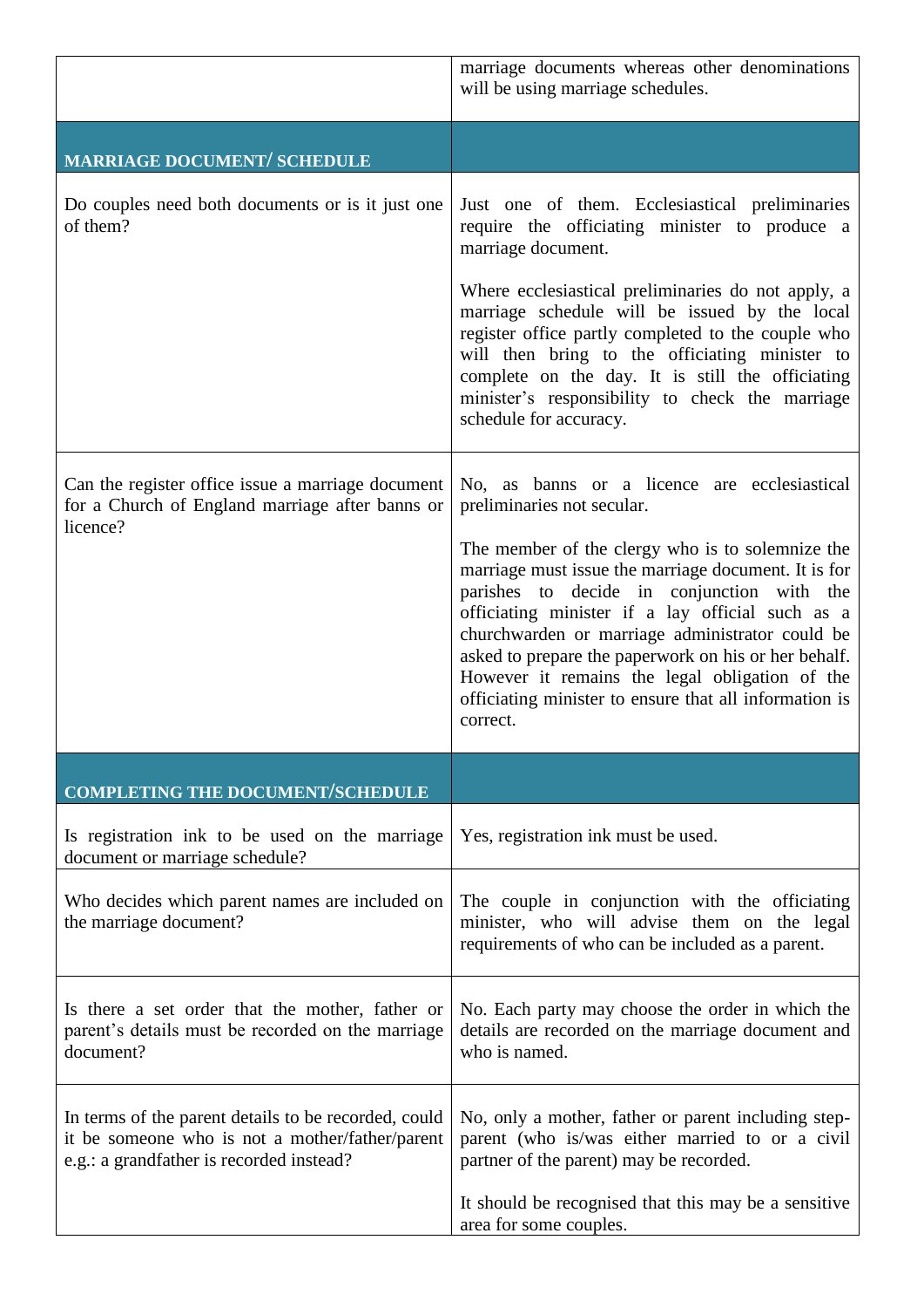| | |
|---|---|
| | marriage documents whereas other denominations will be using marriage schedules. |
| **MARRIAGE DOCUMENT/ SCHEDULE** | |
| Do couples need both documents or is it just one of them? | Just one of them. Ecclesiastical preliminaries require the officiating minister to produce a marriage document.<br><br>Where ecclesiastical preliminaries do not apply, a marriage schedule will be issued by the local register office partly completed to the couple who will then bring to the officiating minister to complete on the day. It is still the officiating minister's responsibility to check the marriage schedule for accuracy. |
| Can the register office issue a marriage document for a Church of England marriage after banns or licence? | No, as banns or a licence are ecclesiastical preliminaries not secular.<br><br>The member of the clergy who is to solemnize the marriage must issue the marriage document. It is for parishes to decide in conjunction with the officiating minister if a lay official such as a churchwarden or marriage administrator could be asked to prepare the paperwork on his or her behalf. However it remains the legal obligation of the officiating minister to ensure that all information is correct. |
| **COMPLETING THE DOCUMENT/SCHEDULE** | |
| Is registration ink to be used on the marriage document or marriage schedule? | Yes, registration ink must be used. |
| Who decides which parent names are included on the marriage document? | The couple in conjunction with the officiating minister, who will advise them on the legal requirements of who can be included as a parent. |
| Is there a set order that the mother, father or parent's details must be recorded on the marriage document? | No. Each party may choose the order in which the details are recorded on the marriage document and who is named. |
| In terms of the parent details to be recorded, could it be someone who is not a mother/father/parent e.g.: a grandfather is recorded instead? | No, only a mother, father or parent including step-parent (who is/was either married to or a civil partner of the parent) may be recorded.<br><br>It should be recognised that this may be a sensitive area for some couples. |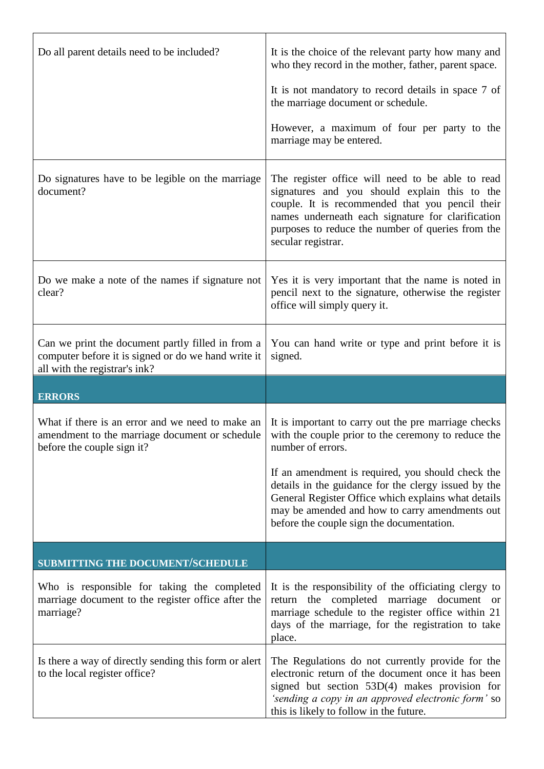| | |
|---|---|
| Do all parent details need to be included? | It is the choice of the relevant party how many and who they record in the mother, father, parent space.<br><br>It is not mandatory to record details in space 7 of the marriage document or schedule.<br><br>However, a maximum of four per party to the marriage may be entered. |
| Do signatures have to be legible on the marriage document? | The register office will need to be able to read signatures and you should explain this to the couple. It is recommended that you pencil their names underneath each signature for clarification purposes to reduce the number of queries from the secular registrar. |
| Do we make a note of the names if signature not clear? | Yes it is very important that the name is noted in pencil next to the signature, otherwise the register office will simply query it. |
| Can we print the document partly filled in from a computer before it is signed or do we hand write it all with the registrar's ink? | You can hand write or type and print before it is signed. |
| **ERRORS** | |
| What if there is an error and we need to make an amendment to the marriage document or schedule before the couple sign it? | It is important to carry out the pre marriage checks with the couple prior to the ceremony to reduce the number of errors.<br><br>If an amendment is required, you should check the details in the guidance for the clergy issued by the General Register Office which explains what details may be amended and how to carry amendments out before the couple sign the documentation. |
| **SUBMITTING THE DOCUMENT/SCHEDULE** | |
| Who is responsible for taking the completed marriage document to the register office after the marriage? | It is the responsibility of the officiating clergy to return the completed marriage document or marriage schedule to the register office within 21 days of the marriage, for the registration to take place. |
| Is there a way of directly sending this form or alert to the local register office? | The Regulations do not currently provide for the electronic return of the document once it has been signed but section 53D(4) makes provision for *'sending a copy in an approved electronic form'* so this is likely to follow in the future. |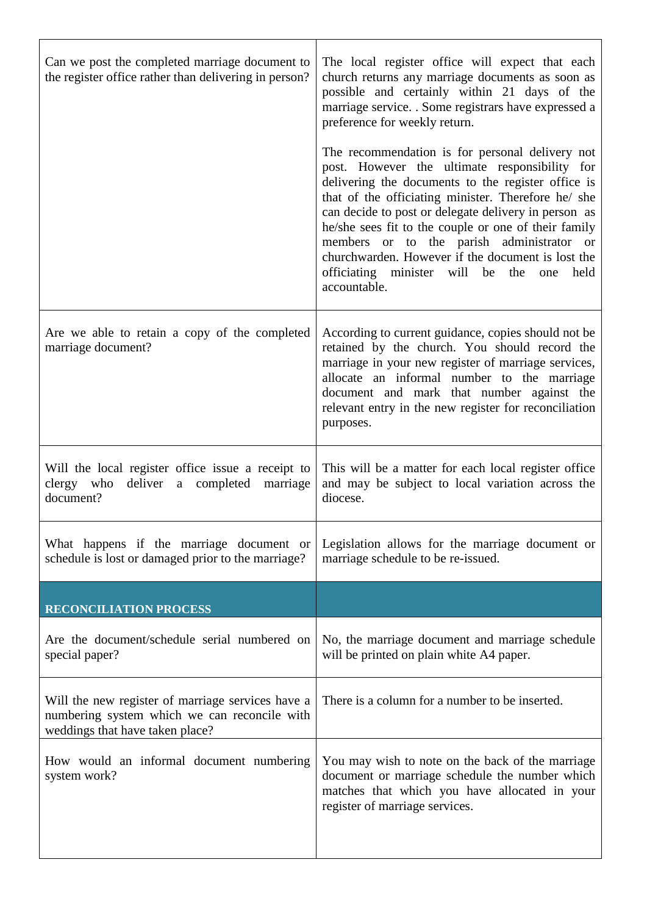| | |
|---|---|
| Can we post the completed marriage document to the register office rather than delivering in person? | The local register office will expect that each church returns any marriage documents as soon as possible and certainly within 21 days of the marriage service. . Some registrars have expressed a preference for weekly return.<br><br>The recommendation is for personal delivery not post. However the ultimate responsibility for delivering the documents to the register office is that of the officiating minister. Therefore he/ she can decide to post or delegate delivery in person as he/she sees fit to the couple or one of their family members or to the parish administrator or churchwarden. However if the document is lost the officiating minister will be the one held accountable. |
| Are we able to retain a copy of the completed marriage document? | According to current guidance, copies should not be retained by the church. You should record the marriage in your new register of marriage services, allocate an informal number to the marriage document and mark that number against the relevant entry in the new register for reconciliation purposes. |
| Will the local register office issue a receipt to clergy who deliver a completed marriage document? | This will be a matter for each local register office and may be subject to local variation across the diocese. |
| What happens if the marriage document or schedule is lost or damaged prior to the marriage? | Legislation allows for the marriage document or marriage schedule to be re-issued. |
| **RECONCILIATION PROCESS** | |
| Are the document/schedule serial numbered on special paper? | No, the marriage document and marriage schedule will be printed on plain white A4 paper. |
| Will the new register of marriage services have a numbering system which we can reconcile with weddings that have taken place? | There is a column for a number to be inserted. |
| How would an informal document numbering system work? | You may wish to note on the back of the marriage document or marriage schedule the number which matches that which you have allocated in your register of marriage services. |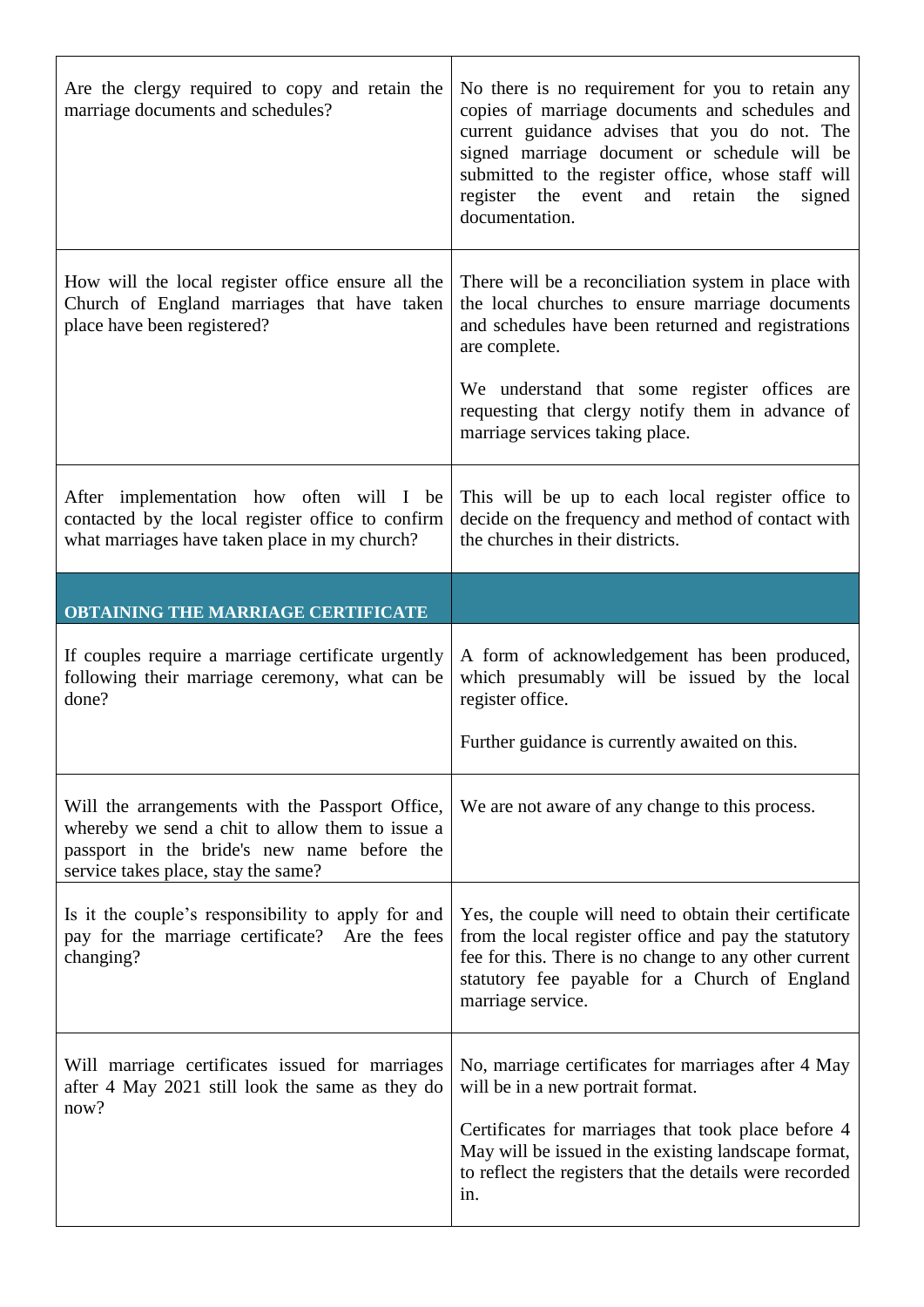| | |
|---|---|
| Are the clergy required to copy and retain the marriage documents and schedules? | No there is no requirement for you to retain any copies of marriage documents and schedules and current guidance advises that you do not. The signed marriage document or schedule will be submitted to the register office, whose staff will register the event and retain the signed documentation. |
| How will the local register office ensure all the Church of England marriages that have taken place have been registered? | There will be a reconciliation system in place with the local churches to ensure marriage documents and schedules have been returned and registrations are complete.<br><br>We understand that some register offices are requesting that clergy notify them in advance of marriage services taking place. |
| After implementation how often will I be contacted by the local register office to confirm what marriages have taken place in my church? | This will be up to each local register office to decide on the frequency and method of contact with the churches in their districts. |
| **OBTAINING THE MARRIAGE CERTIFICATE** | |
| If couples require a marriage certificate urgently following their marriage ceremony, what can be done? | A form of acknowledgement has been produced, which presumably will be issued by the local register office.<br><br>Further guidance is currently awaited on this. |
| Will the arrangements with the Passport Office, whereby we send a chit to allow them to issue a passport in the bride's new name before the service takes place, stay the same? | We are not aware of any change to this process. |
| Is it the couple's responsibility to apply for and pay for the marriage certificate? Are the fees changing? | Yes, the couple will need to obtain their certificate from the local register office and pay the statutory fee for this. There is no change to any other current statutory fee payable for a Church of England marriage service. |
| Will marriage certificates issued for marriages after 4 May 2021 still look the same as they do now? | No, marriage certificates for marriages after 4 May will be in a new portrait format.<br><br>Certificates for marriages that took place before 4 May will be issued in the existing landscape format, to reflect the registers that the details were recorded in. |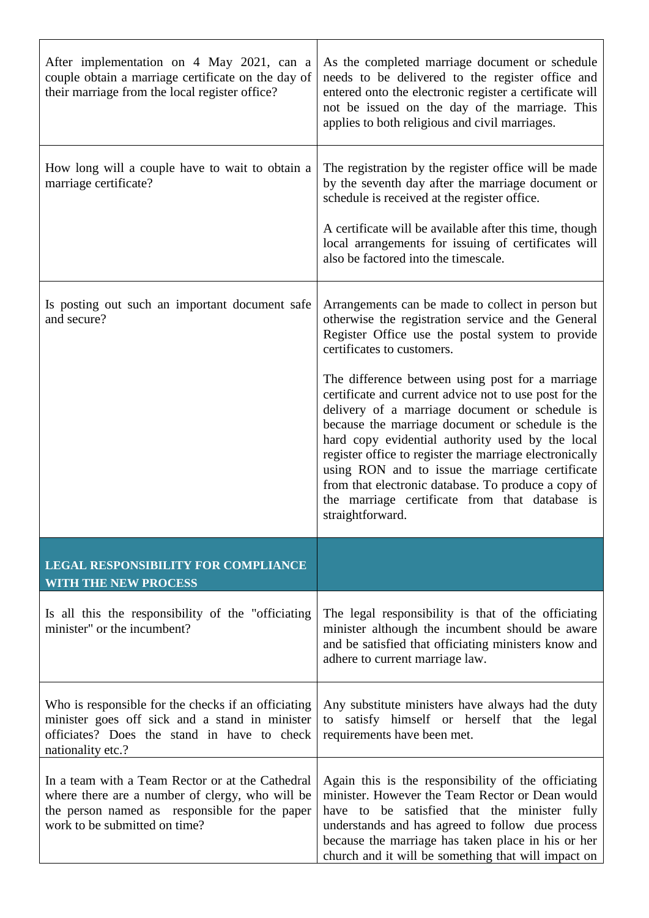| | |
|---|---|
| After implementation on 4 May 2021, can a couple obtain a marriage certificate on the day of their marriage from the local register office? | As the completed marriage document or schedule needs to be delivered to the register office and entered onto the electronic register a certificate will not be issued on the day of the marriage. This applies to both religious and civil marriages. |
| How long will a couple have to wait to obtain a marriage certificate? | The registration by the register office will be made by the seventh day after the marriage document or schedule is received at the register office.<br><br>A certificate will be available after this time, though local arrangements for issuing of certificates will also be factored into the timescale. |
| Is posting out such an important document safe and secure? | Arrangements can be made to collect in person but otherwise the registration service and the General Register Office use the postal system to provide certificates to customers.<br><br>The difference between using post for a marriage certificate and current advice not to use post for the delivery of a marriage document or schedule is because the marriage document or schedule is the hard copy evidential authority used by the local register office to register the marriage electronically using RON and to issue the marriage certificate from that electronic database. To produce a copy of the marriage certificate from that database is straightforward. |
| **LEGAL RESPONSIBILITY FOR COMPLIANCE WITH THE NEW PROCESS** | |
| Is all this the responsibility of the "officiating minister" or the incumbent? | The legal responsibility is that of the officiating minister although the incumbent should be aware and be satisfied that officiating ministers know and adhere to current marriage law. |
| Who is responsible for the checks if an officiating minister goes off sick and a stand in minister officiates? Does the stand in have to check nationality etc.? | Any substitute ministers have always had the duty to satisfy himself or herself that the legal requirements have been met. |
| In a team with a Team Rector or at the Cathedral where there are a number of clergy, who will be the person named as responsible for the paper work to be submitted on time? | Again this is the responsibility of the officiating minister. However the Team Rector or Dean would have to be satisfied that the minister fully understands and has agreed to follow due process because the marriage has taken place in his or her church and it will be something that will impact on |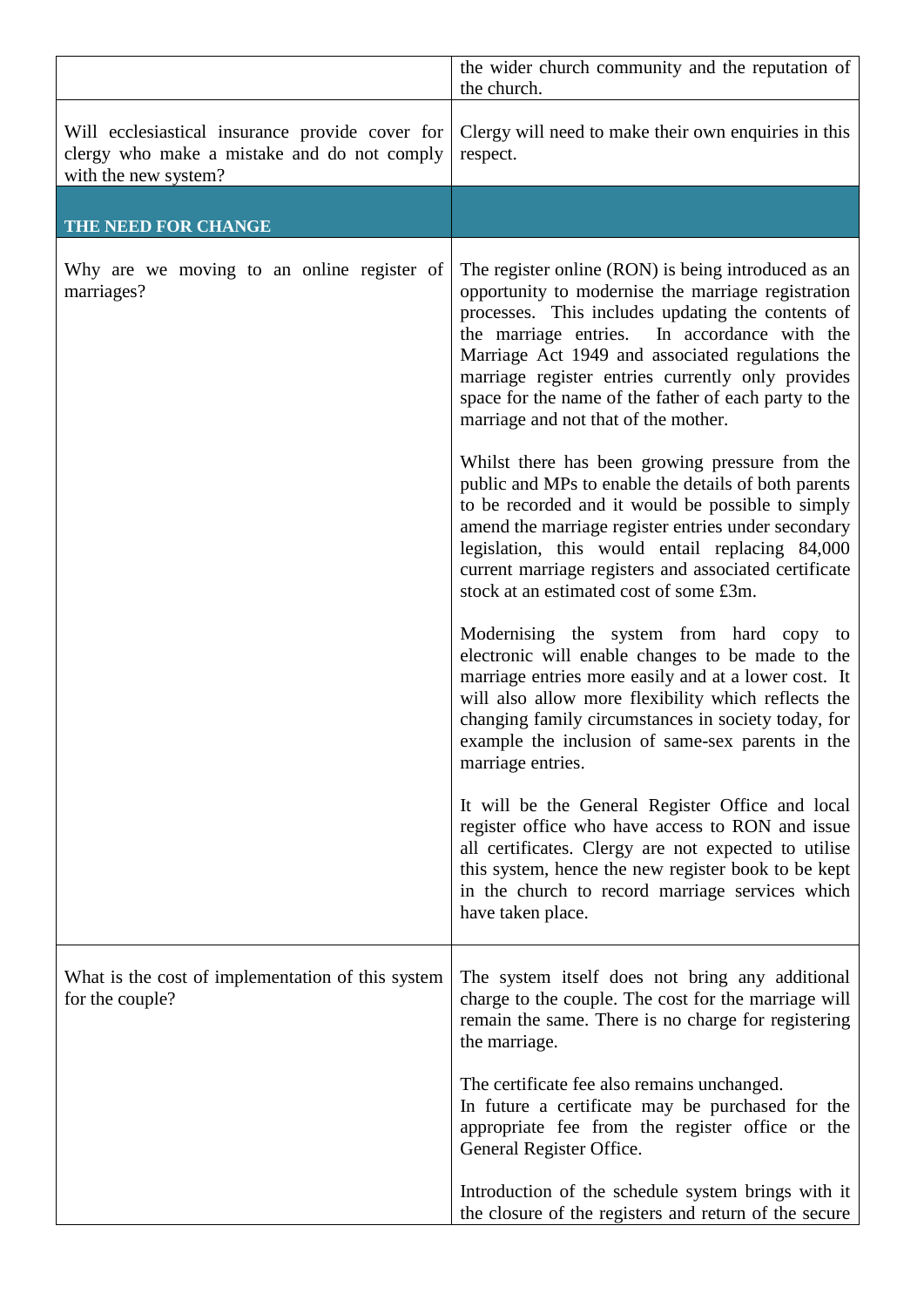| | |
|---|---|
| | the wider church community and the reputation of the church. |
| Will ecclesiastical insurance provide cover for clergy who make a mistake and do not comply with the new system? | Clergy will need to make their own enquiries in this respect. |
| **THE NEED FOR CHANGE** | |
| Why are we moving to an online register of marriages? | The register online (RON) is being introduced as an opportunity to modernise the marriage registration processes. This includes updating the contents of the marriage entries. In accordance with the Marriage Act 1949 and associated regulations the marriage register entries currently only provides space for the name of the father of each party to the marriage and not that of the mother.<br><br>Whilst there has been growing pressure from the public and MPs to enable the details of both parents to be recorded and it would be possible to simply amend the marriage register entries under secondary legislation, this would entail replacing 84,000 current marriage registers and associated certificate stock at an estimated cost of some £3m.<br><br>Modernising the system from hard copy to electronic will enable changes to be made to the marriage entries more easily and at a lower cost. It will also allow more flexibility which reflects the changing family circumstances in society today, for example the inclusion of same-sex parents in the marriage entries.<br><br>It will be the General Register Office and local register office who have access to RON and issue all certificates. Clergy are not expected to utilise this system, hence the new register book to be kept in the church to record marriage services which have taken place. |
| What is the cost of implementation of this system for the couple? | The system itself does not bring any additional charge to the couple. The cost for the marriage will remain the same. There is no charge for registering the marriage.<br><br>The certificate fee also remains unchanged.<br>In future a certificate may be purchased for the appropriate fee from the register office or the General Register Office.<br><br>Introduction of the schedule system brings with it the closure of the registers and return of the secure |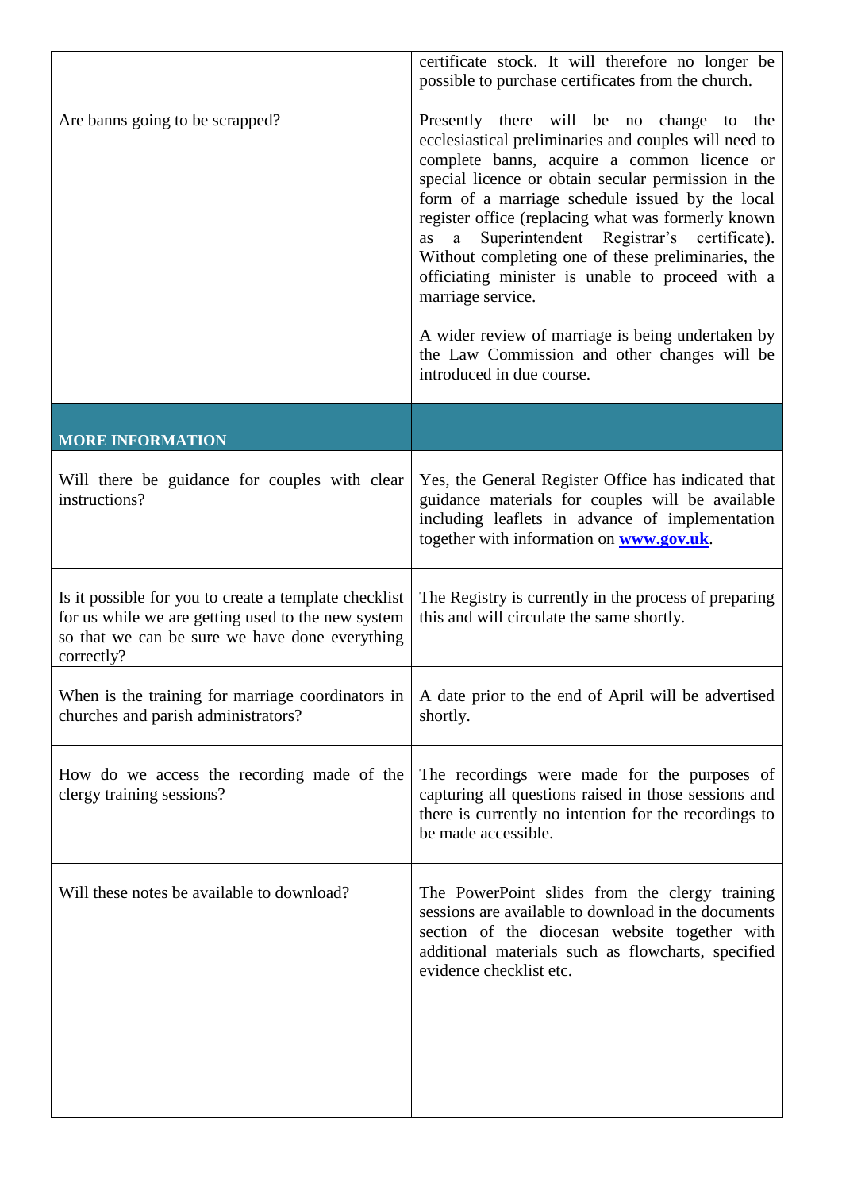| | |
|---|---|
| | certificate stock. It will therefore no longer be possible to purchase certificates from the church. |
| Are banns going to be scrapped? | Presently there will be no change to the ecclesiastical preliminaries and couples will need to complete banns, acquire a common licence or special licence or obtain secular permission in the form of a marriage schedule issued by the local register office (replacing what was formerly known as a Superintendent Registrar's certificate). Without completing one of these preliminaries, the officiating minister is unable to proceed with a marriage service.<br><br>A wider review of marriage is being undertaken by the Law Commission and other changes will be introduced in due course. |
| **MORE INFORMATION** | |
| Will there be guidance for couples with clear instructions? | Yes, the General Register Office has indicated that guidance materials for couples will be available including leaflets in advance of implementation together with information on **[www.gov.uk](http://www.gov.uk)**. |
| Is it possible for you to create a template checklist for us while we are getting used to the new system so that we can be sure we have done everything correctly? | The Registry is currently in the process of preparing this and will circulate the same shortly. |
| When is the training for marriage coordinators in churches and parish administrators? | A date prior to the end of April will be advertised shortly. |
| How do we access the recording made of the clergy training sessions? | The recordings were made for the purposes of capturing all questions raised in those sessions and there is currently no intention for the recordings to be made accessible. |
| Will these notes be available to download? | The PowerPoint slides from the clergy training sessions are available to download in the documents section of the diocesan website together with additional materials such as flowcharts, specified evidence checklist etc. |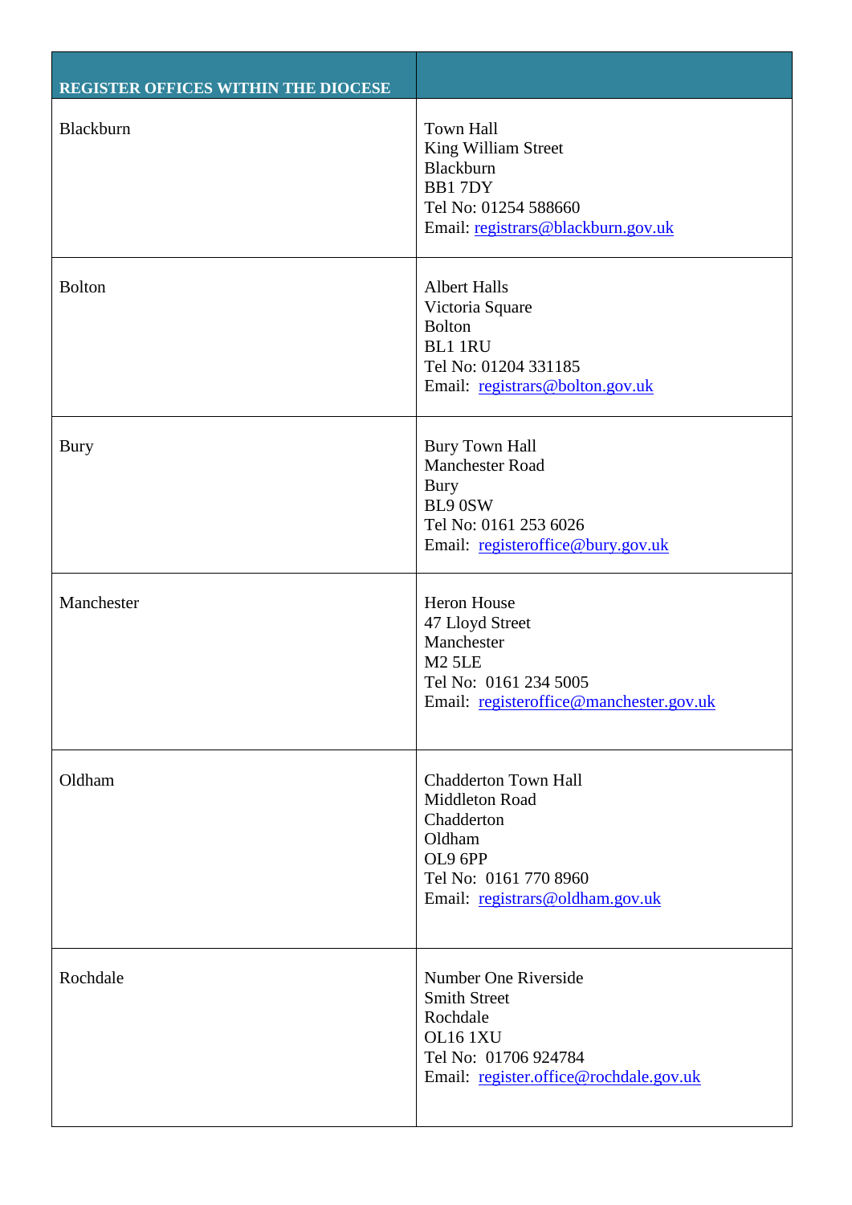| REGISTER OFFICES WITHIN THE DIOCESE | |
|---|---|
| Blackburn | Town Hall<br>King William Street<br>Blackburn<br>BB1 7DY<br>Tel No: 01254 588660<br>Email: registrars@blackburn.gov.uk |
| Bolton | Albert Halls<br>Victoria Square<br>Bolton<br>BL1 1RU<br>Tel No: 01204 331185<br>Email: registrars@bolton.gov.uk |
| Bury | Bury Town Hall<br>Manchester Road<br>Bury<br>BL9 0SW<br>Tel No: 0161 253 6026<br>Email: registeroffice@bury.gov.uk |
| Manchester | Heron House<br>47 Lloyd Street<br>Manchester<br>M2 5LE<br>Tel No: 0161 234 5005<br>Email: registeroffice@manchester.gov.uk |
| Oldham | Chadderton Town Hall<br>Middleton Road<br>Chadderton<br>Oldham<br>OL9 6PP<br>Tel No: 0161 770 8960<br>Email: registrars@oldham.gov.uk |
| Rochdale | Number One Riverside<br>Smith Street<br>Rochdale<br>OL16 1XU<br>Tel No: 01706 924784<br>Email: register.office@rochdale.gov.uk |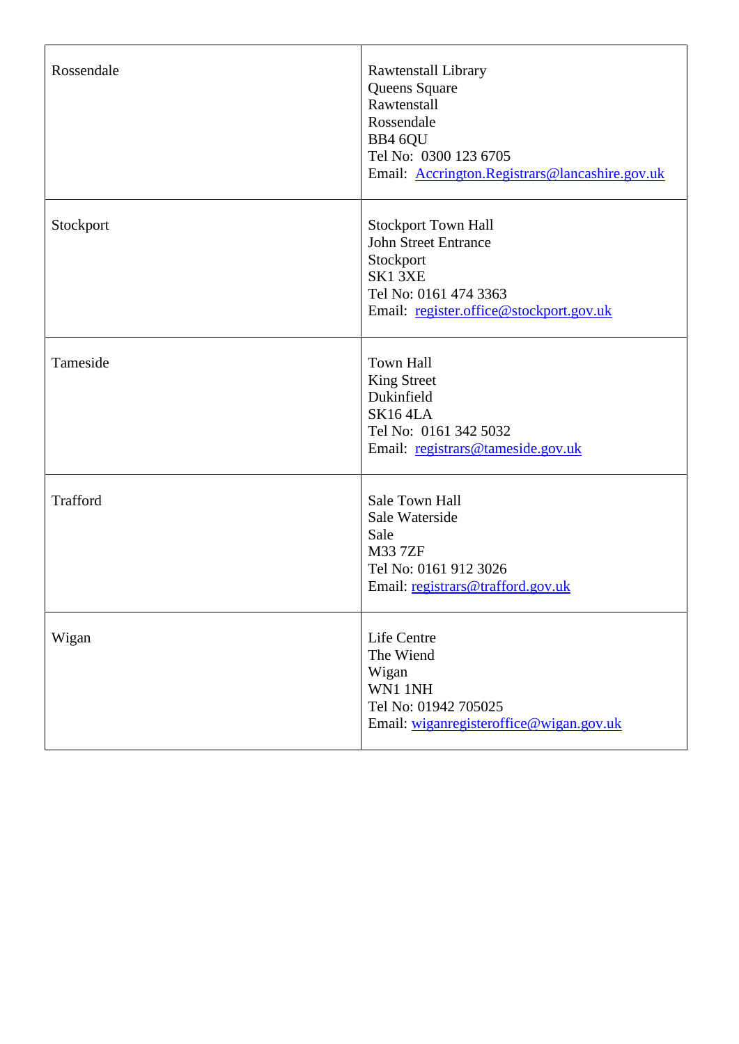| | |
|---|---|
| Rossendale | Rawtenstall Library<br>Queens Square<br>Rawtenstall<br>Rossendale<br>BB4 6QU<br>Tel No: 0300 123 6705<br>Email: Accrington.Registrars@lancashire.gov.uk |
| Stockport | Stockport Town Hall<br>John Street Entrance<br>Stockport<br>SK1 3XE<br>Tel No: 0161 474 3363<br>Email: register.office@stockport.gov.uk |
| Tameside | Town Hall<br>King Street<br>Dukinfield<br>SK16 4LA<br>Tel No: 0161 342 5032<br>Email: registrars@tameside.gov.uk |
| Trafford | Sale Town Hall<br>Sale Waterside<br>Sale<br>M33 7ZF<br>Tel No: 0161 912 3026<br>Email: registrars@trafford.gov.uk |
| Wigan | Life Centre<br>The Wiend<br>Wigan<br>WN1 1NH<br>Tel No: 01942 705025<br>Email: wiganregisteroffice@wigan.gov.uk |